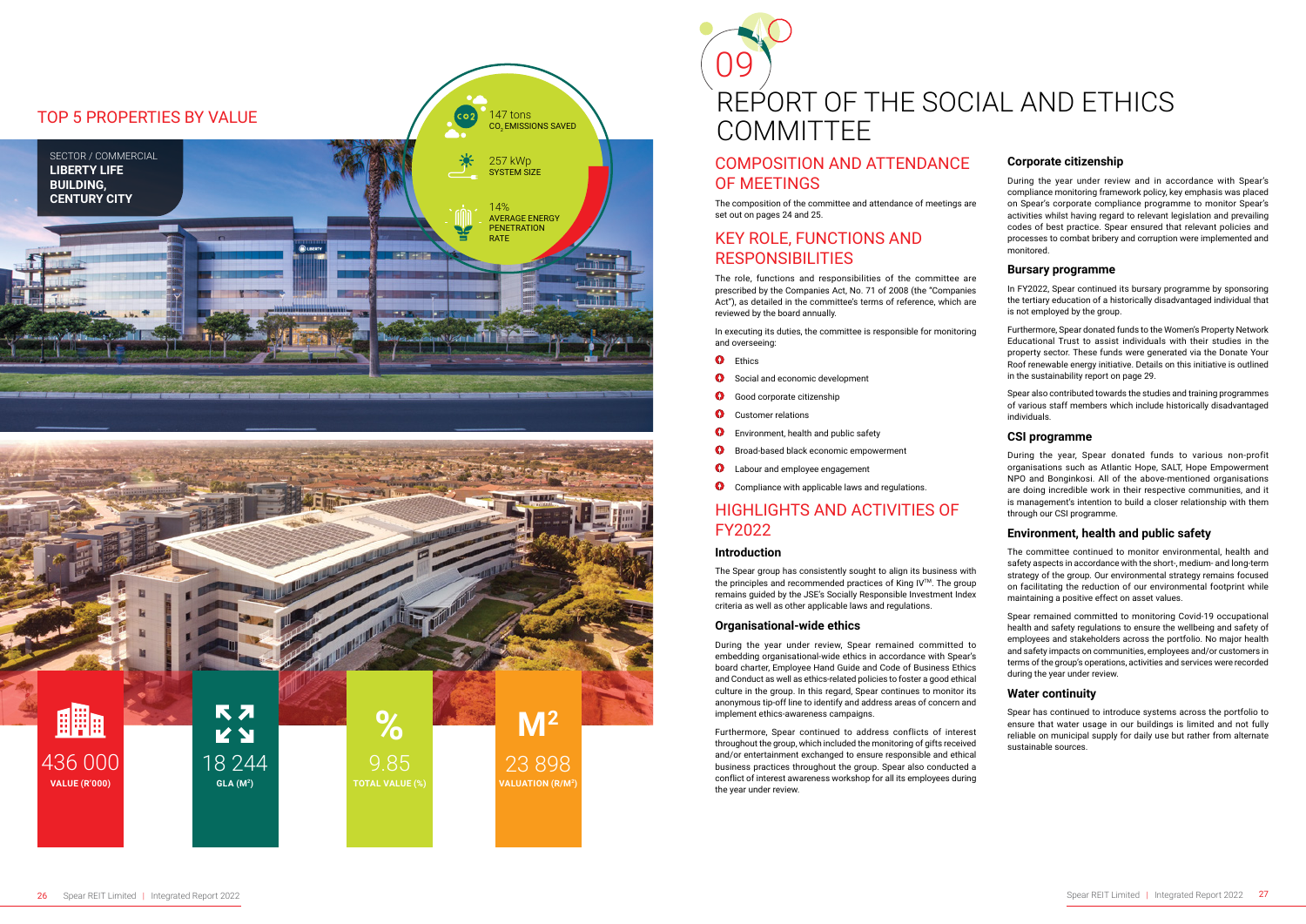# TOP 5 PROPERTIES BY VALUE

SECTOR / COMMERCIAL
**LIBERTY LIFE BUILDING, CENTURY CITY**

147 tons
$CO_2$ EMISSIONS SAVED

257 kWp
SYSTEM SIZE

14%
AVERAGE ENERGY PENETRATION RATE

436 000
**VALUE (R'000)**

18 244
**GLA (M²)**

9.85
**TOTAL VALUE (%)**

23 898
**VALUATION (R/M²)**

09

# REPORT OF THE SOCIAL AND ETHICS COMMITTEE

## COMPOSITION AND ATTENDANCE OF MEETINGS

The composition of the committee and attendance of meetings are set out on pages 24 and 25.

## KEY ROLE, FUNCTIONS AND RESPONSIBILITIES

The role, functions and responsibilities of the committee are prescribed by the Companies Act, No. 71 of 2008 (the "Companies Act"), as detailed in the committee's terms of reference, which are reviewed by the board annually.

In executing its duties, the committee is responsible for monitoring and overseeing:

- Ethics
- Social and economic development
- Good corporate citizenship
- Customer relations
- Environment, health and public safety
- Broad-based black economic empowerment
- Labour and employee engagement
- Compliance with applicable laws and regulations.

## HIGHLIGHTS AND ACTIVITIES OF FY2022

### Introduction

The Spear group has consistently sought to align its business with the principles and recommended practices of King IV™. The group remains guided by the JSE's Socially Responsible Investment Index criteria as well as other applicable laws and regulations.

### Organisational-wide ethics

During the year under review, Spear remained committed to embedding organisational-wide ethics in accordance with Spear's board charter, Employee Hand Guide and Code of Business Ethics and Conduct as well as ethics-related policies to foster a good ethical culture in the group. In this regard, Spear continues to monitor its anonymous tip-off line to identify and address areas of concern and implement ethics-awareness campaigns.

Furthermore, Spear continued to address conflicts of interest throughout the group, which included the monitoring of gifts received and/or entertainment exchanged to ensure responsible and ethical business practices throughout the group. Spear also conducted a conflict of interest awareness workshop for all its employees during the year under review.

### Corporate citizenship

During the year under review and in accordance with Spear's compliance monitoring framework policy, key emphasis was placed on Spear's corporate compliance programme to monitor Spear's activities whilst having regard to relevant legislation and prevailing codes of best practice. Spear ensured that relevant policies and processes to combat bribery and corruption were implemented and monitored.

### Bursary programme

In FY2022, Spear continued its bursary programme by sponsoring the tertiary education of a historically disadvantaged individual that is not employed by the group.

Furthermore, Spear donated funds to the Women's Property Network Educational Trust to assist individuals with their studies in the property sector. These funds were generated via the Donate Your Roof renewable energy initiative. Details on this initiative is outlined in the sustainability report on page 29.

Spear also contributed towards the studies and training programmes of various staff members which include historically disadvantaged individuals.

### CSI programme

During the year, Spear donated funds to various non-profit organisations such as Atlantic Hope, SALT, Hope Empowerment NPO and Bonginkosi. All of the above-mentioned organisations are doing incredible work in their respective communities, and it is management's intention to build a closer relationship with them through our CSI programme.

### Environment, health and public safety

The committee continued to monitor environmental, health and safety aspects in accordance with the short-, medium- and long-term strategy of the group. Our environmental strategy remains focused on facilitating the reduction of our environmental footprint while maintaining a positive effect on asset values.

Spear remained committed to monitoring Covid-19 occupational health and safety regulations to ensure the wellbeing and safety of employees and stakeholders across the portfolio. No major health and safety impacts on communities, employees and/or customers in terms of the group's operations, activities and services were recorded during the year under review.

### Water continuity

Spear has continued to introduce systems across the portfolio to ensure that water usage in our buildings is limited and not fully reliable on municipal supply for daily use but rather from alternate sustainable sources.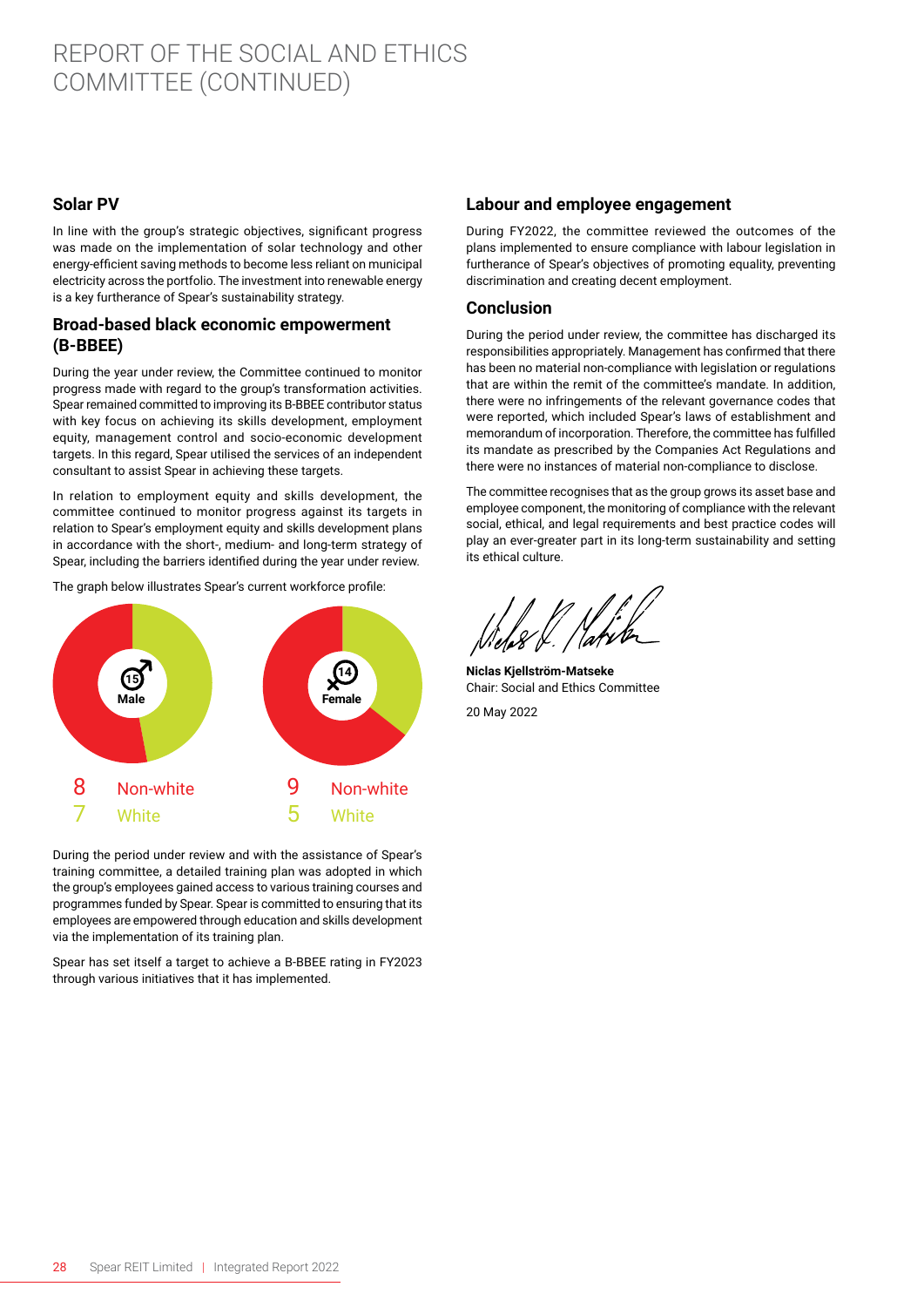# REPORT OF THE SOCIAL AND ETHICS COMMITTEE (CONTINUED)

## Solar PV

In line with the group's strategic objectives, significant progress was made on the implementation of solar technology and other energy-efficient saving methods to become less reliant on municipal electricity across the portfolio. The investment into renewable energy is a key furtherance of Spear's sustainability strategy.

## Broad-based black economic empowerment (B-BBEE)

During the year under review, the Committee continued to monitor progress made with regard to the group's transformation activities. Spear remained committed to improving its B-BBEE contributor status with key focus on achieving its skills development, employment equity, management control and socio-economic development targets. In this regard, Spear utilised the services of an independent consultant to assist Spear in achieving these targets.

In relation to employment equity and skills development, the committee continued to monitor progress against its targets in relation to Spear's employment equity and skills development plans in accordance with the short-, medium- and long-term strategy of Spear, including the barriers identified during the year under review.

The graph below illustrates Spear's current workforce profile:

15
Male

8 Non-white
7 White

14
Female

9 Non-white
5 White

During the period under review and with the assistance of Spear's training committee, a detailed training plan was adopted in which the group's employees gained access to various training courses and programmes funded by Spear. Spear is committed to ensuring that its employees are empowered through education and skills development via the implementation of its training plan.

Spear has set itself a target to achieve a B-BBEE rating in FY2023 through various initiatives that it has implemented.

## Labour and employee engagement

During FY2022, the committee reviewed the outcomes of the plans implemented to ensure compliance with labour legislation in furtherance of Spear's objectives of promoting equality, preventing discrimination and creating decent employment.

## Conclusion

During the period under review, the committee has discharged its responsibilities appropriately. Management has confirmed that there has been no material non-compliance with legislation or regulations that are within the remit of the committee's mandate. In addition, there were no infringements of the relevant governance codes that were reported, which included Spear's laws of establishment and memorandum of incorporation. Therefore, the committee has fulfilled its mandate as prescribed by the Companies Act Regulations and there were no instances of material non-compliance to disclose.

The committee recognises that as the group grows its asset base and employee component, the monitoring of compliance with the relevant social, ethical, and legal requirements and best practice codes will play an ever-greater part in its long-term sustainability and setting its ethical culture.

**Niclas Kjellström-Matseke**
Chair: Social and Ethics Committee

20 May 2022